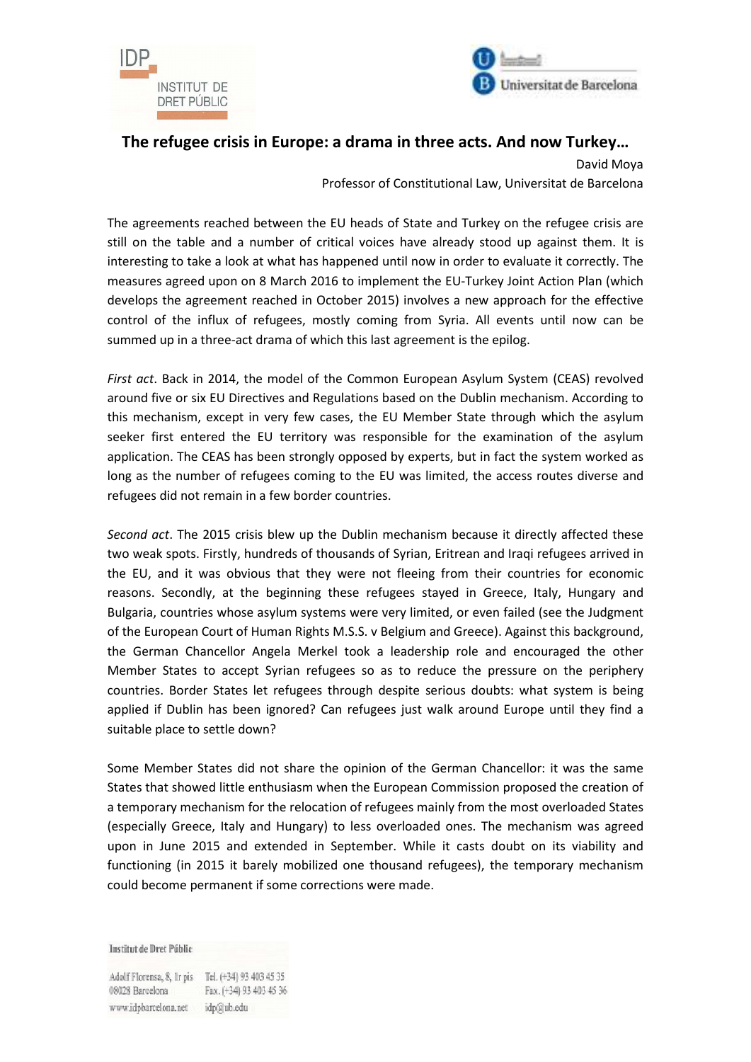# The refugee crisis in Europe: a drama in three acts. And now Turkey…

David Moya

Professor of Constitutional Law, Universitat de Barcelona

The agreements reached between the EU heads of State and Turkey on the refugee crisis are still on the table and a number of critical voices have already stood up against them. It is interesting to take a look at what has happened until now in order to evaluate it correctly. The measures agreed upon on 8 March 2016 to implement the EU-Turkey Joint Action Plan (which develops the agreement reached in October 2015) involves a new approach for the effective control of the influx of refugees, mostly coming from Syria. All events until now can be summed up in a three-act drama of which this last agreement is the epilog.

*First act*. Back in 2014, the model of the Common European Asylum System (CEAS) revolved around five or six EU Directives and Regulations based on the Dublin mechanism. According to this mechanism, except in very few cases, the EU Member State through which the asylum seeker first entered the EU territory was responsible for the examination of the asylum application. The CEAS has been strongly opposed by experts, but in fact the system worked as long as the number of refugees coming to the EU was limited, the access routes diverse and refugees did not remain in a few border countries.

*Second act*. The 2015 crisis blew up the Dublin mechanism because it directly affected these two weak spots. Firstly, hundreds of thousands of Syrian, Eritrean and Iraqi refugees arrived in the EU, and it was obvious that they were not fleeing from their countries for economic reasons. Secondly, at the beginning these refugees stayed in Greece, Italy, Hungary and Bulgaria, countries whose asylum systems were very limited, or even failed (see the Judgment of the European Court of Human Rights M.S.S. v Belgium and Greece). Against this background, the German Chancellor Angela Merkel took a leadership role and encouraged the other Member States to accept Syrian refugees so as to reduce the pressure on the periphery countries. Border States let refugees through despite serious doubts: what system is being applied if Dublin has been ignored? Can refugees just walk around Europe until they find a suitable place to settle down?

Some Member States did not share the opinion of the German Chancellor: it was the same States that showed little enthusiasm when the European Commission proposed the creation of a temporary mechanism for the relocation of refugees mainly from the most overloaded States (especially Greece, Italy and Hungary) to less overloaded ones. The mechanism was agreed upon in June 2015 and extended in September. While it casts doubt on its viability and functioning (in 2015 it barely mobilized one thousand refugees), the temporary mechanism could become permanent if some corrections were made.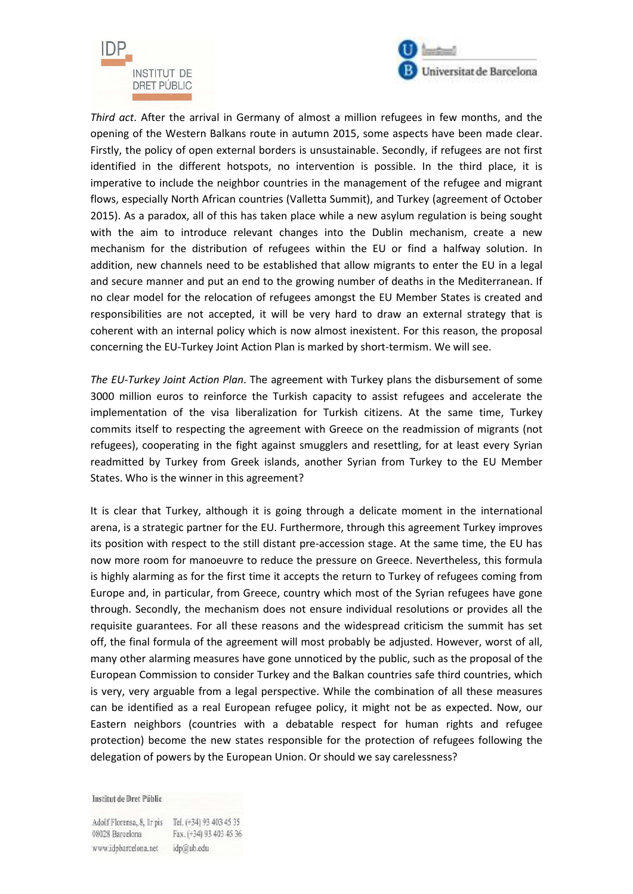*Third act*. After the arrival in Germany of almost a million refugees in few months, and the opening of the Western Balkans route in autumn 2015, some aspects have been made clear. Firstly, the policy of open external borders is unsustainable. Secondly, if refugees are not first identified in the different hotspots, no intervention is possible. In the third place, it is imperative to include the neighbor countries in the management of the refugee and migrant flows, especially North African countries (Valletta Summit), and Turkey (agreement of October 2015). As a paradox, all of this has taken place while a new asylum regulation is being sought with the aim to introduce relevant changes into the Dublin mechanism, create a new mechanism for the distribution of refugees within the EU or find a halfway solution. In addition, new channels need to be established that allow migrants to enter the EU in a legal and secure manner and put an end to the growing number of deaths in the Mediterranean. If no clear model for the relocation of refugees amongst the EU Member States is created and responsibilities are not accepted, it will be very hard to draw an external strategy that is coherent with an internal policy which is now almost inexistent. For this reason, the proposal concerning the EU-Turkey Joint Action Plan is marked by short-termism. We will see.

*The EU-Turkey Joint Action Plan*. The agreement with Turkey plans the disbursement of some 3000 million euros to reinforce the Turkish capacity to assist refugees and accelerate the implementation of the visa liberalization for Turkish citizens. At the same time, Turkey commits itself to respecting the agreement with Greece on the readmission of migrants (not refugees), cooperating in the fight against smugglers and resettling, for at least every Syrian readmitted by Turkey from Greek islands, another Syrian from Turkey to the EU Member States. Who is the winner in this agreement?

It is clear that Turkey, although it is going through a delicate moment in the international arena, is a strategic partner for the EU. Furthermore, through this agreement Turkey improves its position with respect to the still distant pre-accession stage. At the same time, the EU has now more room for manoeuvre to reduce the pressure on Greece. Nevertheless, this formula is highly alarming as for the first time it accepts the return to Turkey of refugees coming from Europe and, in particular, from Greece, country which most of the Syrian refugees have gone through. Secondly, the mechanism does not ensure individual resolutions or provides all the requisite guarantees. For all these reasons and the widespread criticism the summit has set off, the final formula of the agreement will most probably be adjusted. However, worst of all, many other alarming measures have gone unnoticed by the public, such as the proposal of the European Commission to consider Turkey and the Balkan countries safe third countries, which is very, very arguable from a legal perspective. While the combination of all these measures can be identified as a real European refugee policy, it might not be as expected. Now, our Eastern neighbors (countries with a debatable respect for human rights and refugee protection) become the new states responsible for the protection of refugees following the delegation of powers by the European Union. Or should we say carelessness?